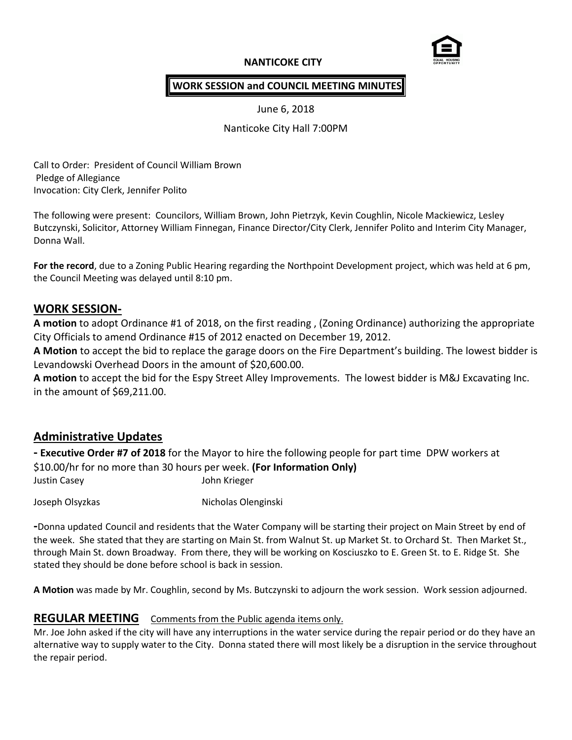**NANTICOKE CITY**

**WORK SESSION and COUNCIL MEETING MINUTES**

June 6, 2018

Nanticoke City Hall 7:00PM

Call to Order: President of Council William Brown
Pledge of Allegiance
Invocation: City Clerk, Jennifer Polito

The following were present: Councilors, William Brown, John Pietrzyk, Kevin Coughlin, Nicole Mackiewicz, Lesley Butczynski, Solicitor, Attorney William Finnegan, Finance Director/City Clerk, Jennifer Polito and Interim City Manager, Donna Wall.

**For the record**, due to a Zoning Public Hearing regarding the Northpoint Development project, which was held at 6 pm, the Council Meeting was delayed until 8:10 pm.

## WORK SESSION-

**A motion** to adopt Ordinance #1 of 2018, on the first reading , (Zoning Ordinance) authorizing the appropriate City Officials to amend Ordinance #15 of 2012 enacted on December 19, 2012.

**A Motion** to accept the bid to replace the garage doors on the Fire Department's building. The lowest bidder is Levandowski Overhead Doors in the amount of $20,600.00.

**A motion** to accept the bid for the Espy Street Alley Improvements. The lowest bidder is M&J Excavating Inc. in the amount of $69,211.00.

## Administrative Updates

**- Executive Order #7 of 2018** for the Mayor to hire the following people for part time DPW workers at $10.00/hr for no more than 30 hours per week. **(For Information Only)**

| | |
|---|---|
| Justin Casey | John Krieger |
| Joseph Olsyzkas | Nicholas Olenginski |

-Donna updated Council and residents that the Water Company will be starting their project on Main Street by end of the week. She stated that they are starting on Main St. from Walnut St. up Market St. to Orchard St. Then Market St., through Main St. down Broadway. From there, they will be working on Kosciuszko to E. Green St. to E. Ridge St. She stated they should be done before school is back in session.

**A Motion** was made by Mr. Coughlin, second by Ms. Butczynski to adjourn the work session. Work session adjourned.

## REGULAR MEETING

Comments from the Public agenda items only.

Mr. Joe John asked if the city will have any interruptions in the water service during the repair period or do they have an alternative way to supply water to the City. Donna stated there will most likely be a disruption in the service throughout the repair period.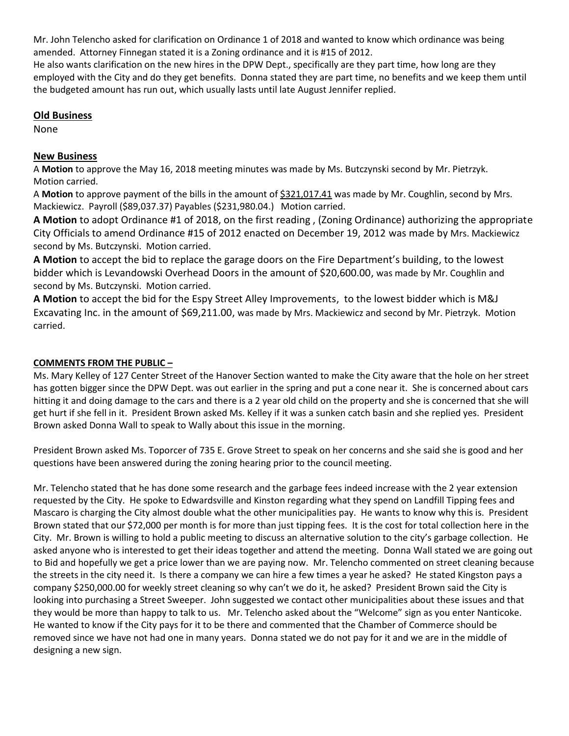Mr. John Telencho asked for clarification on Ordinance 1 of 2018 and wanted to know which ordinance was being amended. Attorney Finnegan stated it is a Zoning ordinance and it is #15 of 2012.
He also wants clarification on the new hires in the DPW Dept., specifically are they part time, how long are they employed with the City and do they get benefits. Donna stated they are part time, no benefits and we keep them until the budgeted amount has run out, which usually lasts until late August Jennifer replied.

## Old Business

None

## New Business

A **Motion** to approve the May 16, 2018 meeting minutes was made by Ms. Butczynski second by Mr. Pietrzyk. Motion carried.

A **Motion** to approve payment of the bills in the amount of $321,017.41 was made by Mr. Coughlin, second by Mrs. Mackiewicz. Payroll ($89,037.37) Payables ($231,980.04.) Motion carried.

**A Motion** to adopt Ordinance #1 of 2018, on the first reading , (Zoning Ordinance) authorizing the appropriate City Officials to amend Ordinance #15 of 2012 enacted on December 19, 2012 was made by Mrs. Mackiewicz second by Ms. Butczynski. Motion carried.

**A Motion** to accept the bid to replace the garage doors on the Fire Department's building, to the lowest bidder which is Levandowski Overhead Doors in the amount of $20,600.00, was made by Mr. Coughlin and second by Ms. Butczynski. Motion carried.

**A Motion** to accept the bid for the Espy Street Alley Improvements, to the lowest bidder which is M&J Excavating Inc. in the amount of $69,211.00, was made by Mrs. Mackiewicz and second by Mr. Pietrzyk. Motion carried.

## COMMENTS FROM THE PUBLIC –

Ms. Mary Kelley of 127 Center Street of the Hanover Section wanted to make the City aware that the hole on her street has gotten bigger since the DPW Dept. was out earlier in the spring and put a cone near it. She is concerned about cars hitting it and doing damage to the cars and there is a 2 year old child on the property and she is concerned that she will get hurt if she fell in it. President Brown asked Ms. Kelley if it was a sunken catch basin and she replied yes. President Brown asked Donna Wall to speak to Wally about this issue in the morning.

President Brown asked Ms. Toporcer of 735 E. Grove Street to speak on her concerns and she said she is good and her questions have been answered during the zoning hearing prior to the council meeting.

Mr. Telencho stated that he has done some research and the garbage fees indeed increase with the 2 year extension requested by the City. He spoke to Edwardsville and Kinston regarding what they spend on Landfill Tipping fees and Mascaro is charging the City almost double what the other municipalities pay. He wants to know why this is. President Brown stated that our $72,000 per month is for more than just tipping fees. It is the cost for total collection here in the City. Mr. Brown is willing to hold a public meeting to discuss an alternative solution to the city's garbage collection. He asked anyone who is interested to get their ideas together and attend the meeting. Donna Wall stated we are going out to Bid and hopefully we get a price lower than we are paying now. Mr. Telencho commented on street cleaning because the streets in the city need it. Is there a company we can hire a few times a year he asked? He stated Kingston pays a company $250,000.00 for weekly street cleaning so why can't we do it, he asked? President Brown said the City is looking into purchasing a Street Sweeper. John suggested we contact other municipalities about these issues and that they would be more than happy to talk to us. Mr. Telencho asked about the "Welcome" sign as you enter Nanticoke. He wanted to know if the City pays for it to be there and commented that the Chamber of Commerce should be removed since we have not had one in many years. Donna stated we do not pay for it and we are in the middle of designing a new sign.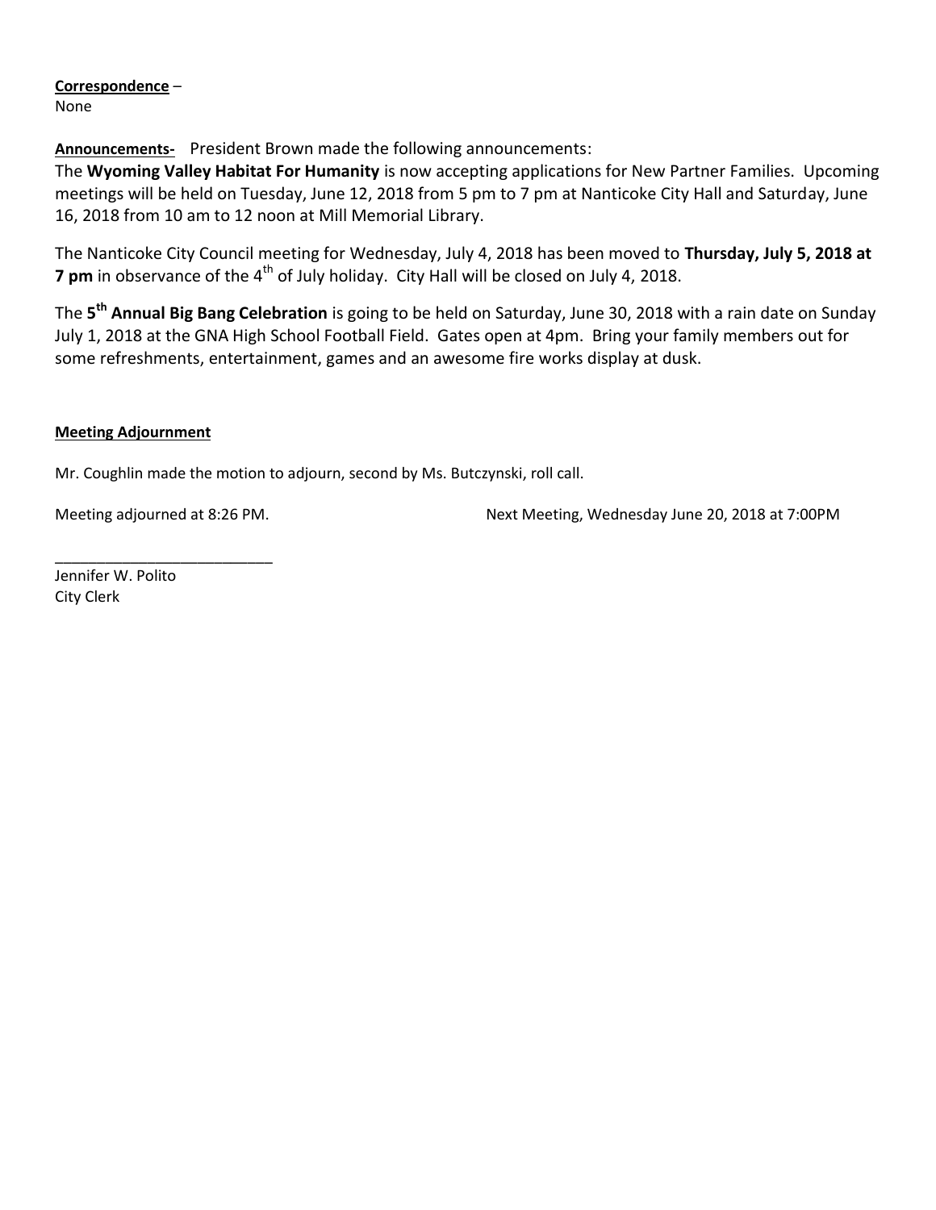**Correspondence** –
None

**Announcements-** President Brown made the following announcements:
The **Wyoming Valley Habitat For Humanity** is now accepting applications for New Partner Families. Upcoming meetings will be held on Tuesday, June 12, 2018 from 5 pm to 7 pm at Nanticoke City Hall and Saturday, June 16, 2018 from 10 am to 12 noon at Mill Memorial Library.

The Nanticoke City Council meeting for Wednesday, July 4, 2018 has been moved to **Thursday, July 5, 2018 at 7 pm** in observance of the 4th of July holiday. City Hall will be closed on July 4, 2018.

The **5th Annual Big Bang Celebration** is going to be held on Saturday, June 30, 2018 with a rain date on Sunday July 1, 2018 at the GNA High School Football Field. Gates open at 4pm. Bring your family members out for some refreshments, entertainment, games and an awesome fire works display at dusk.

**Meeting Adjournment**

Mr. Coughlin made the motion to adjourn, second by Ms. Butczynski, roll call.

Meeting adjourned at 8:26 PM. Next Meeting, Wednesday June 20, 2018 at 7:00PM

___________________________
Jennifer W. Polito
City Clerk